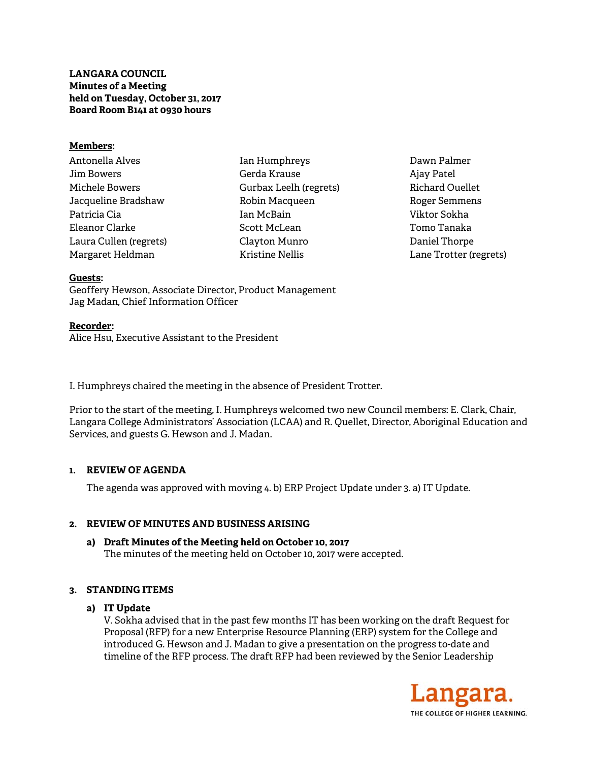**LANGARA COUNCIL**
**Minutes of a Meeting**
**held on Tuesday, October 31, 2017**
**Board Room B141 at 0930 hours**

**Members:**

Antonella Alves
Jim Bowers
Michele Bowers
Jacqueline Bradshaw
Patricia Cia
Eleanor Clarke
Laura Cullen (regrets)
Margaret Heldman
Ian Humphreys
Gerda Krause
Gurbax Leelh (regrets)
Robin Macqueen
Ian McBain
Scott McLean
Clayton Munro
Kristine Nellis
Dawn Palmer
Ajay Patel
Richard Ouellet
Roger Semmens
Viktor Sokha
Tomo Tanaka
Daniel Thorpe
Lane Trotter (regrets)

**Guests:**
Geoffery Hewson, Associate Director, Product Management
Jag Madan, Chief Information Officer

**Recorder:**
Alice Hsu, Executive Assistant to the President

I. Humphreys chaired the meeting in the absence of President Trotter.

Prior to the start of the meeting, I. Humphreys welcomed two new Council members: E. Clark, Chair, Langara College Administrators' Association (LCAA) and R. Quellet, Director, Aboriginal Education and Services, and guests G. Hewson and J. Madan.

**1. REVIEW OF AGENDA**

The agenda was approved with moving 4. b) ERP Project Update under 3. a) IT Update.

**2. REVIEW OF MINUTES AND BUSINESS ARISING**

**a) Draft Minutes of the Meeting held on October 10, 2017**
The minutes of the meeting held on October 10, 2017 were accepted.

**3. STANDING ITEMS**

**a) IT Update**
V. Sokha advised that in the past few months IT has been working on the draft Request for Proposal (RFP) for a new Enterprise Resource Planning (ERP) system for the College and introduced G. Hewson and J. Madan to give a presentation on the progress to-date and timeline of the RFP process. The draft RFP had been reviewed by the Senior Leadership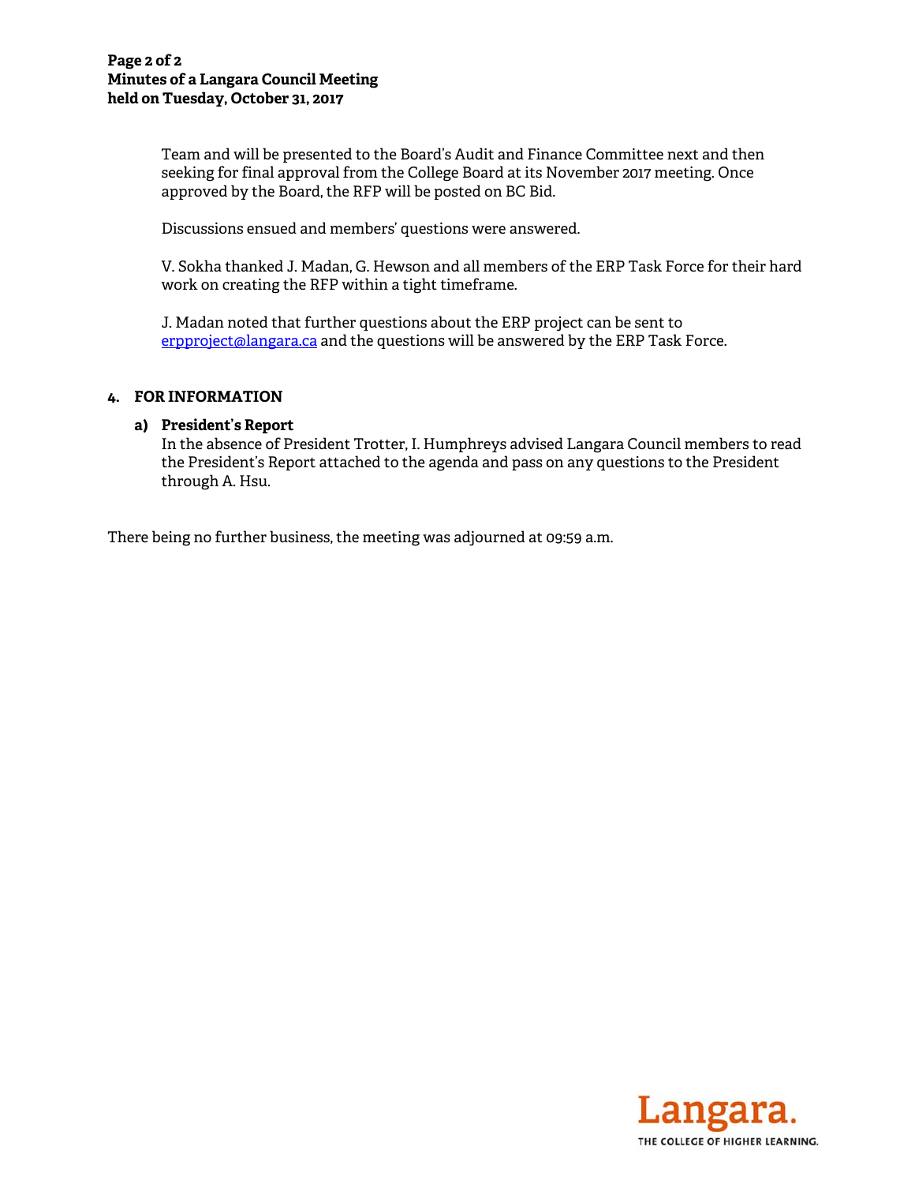Team and will be presented to the Board's Audit and Finance Committee next and then seeking for final approval from the College Board at its November 2017 meeting. Once approved by the Board, the RFP will be posted on BC Bid.

Discussions ensued and members' questions were answered.

V. Sokha thanked J. Madan, G. Hewson and all members of the ERP Task Force for their hard work on creating the RFP within a tight timeframe.

J. Madan noted that further questions about the ERP project can be sent to erpproject@langara.ca and the questions will be answered by the ERP Task Force.

## 4. FOR INFORMATION

### a) President's Report

In the absence of President Trotter, I. Humphreys advised Langara Council members to read the President's Report attached to the agenda and pass on any questions to the President through A. Hsu.

There being no further business, the meeting was adjourned at 09:59 a.m.